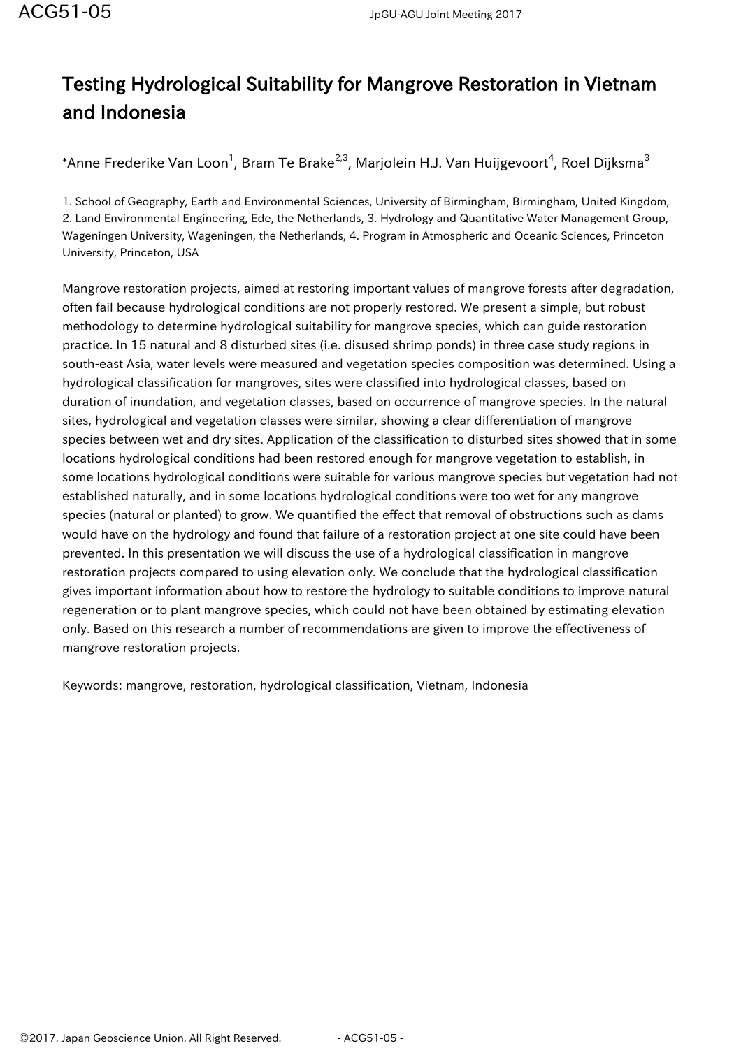# Testing Hydrological Suitability for Mangrove Restoration in Vietnam and Indonesia

*Anne Frederike Van Loon[1], Bram Te Brake[2,3], Marjolein H.J. Van Huijgevoort[4], Roel Dijksma[3]

1. School of Geography, Earth and Environmental Sciences, University of Birmingham, Birmingham, United Kingdom, 2. Land Environmental Engineering, Ede, the Netherlands, 3. Hydrology and Quantitative Water Management Group, Wageningen University, Wageningen, the Netherlands, 4. Program in Atmospheric and Oceanic Sciences, Princeton University, Princeton, USA

Mangrove restoration projects, aimed at restoring important values of mangrove forests after degradation, often fail because hydrological conditions are not properly restored. We present a simple, but robust methodology to determine hydrological suitability for mangrove species, which can guide restoration practice. In 15 natural and 8 disturbed sites (i.e. disused shrimp ponds) in three case study regions in south-east Asia, water levels were measured and vegetation species composition was determined. Using a hydrological classification for mangroves, sites were classified into hydrological classes, based on duration of inundation, and vegetation classes, based on occurrence of mangrove species. In the natural sites, hydrological and vegetation classes were similar, showing a clear differentiation of mangrove species between wet and dry sites. Application of the classification to disturbed sites showed that in some locations hydrological conditions had been restored enough for mangrove vegetation to establish, in some locations hydrological conditions were suitable for various mangrove species but vegetation had not established naturally, and in some locations hydrological conditions were too wet for any mangrove species (natural or planted) to grow. We quantified the effect that removal of obstructions such as dams would have on the hydrology and found that failure of a restoration project at one site could have been prevented. In this presentation we will discuss the use of a hydrological classification in mangrove restoration projects compared to using elevation only. We conclude that the hydrological classification gives important information about how to restore the hydrology to suitable conditions to improve natural regeneration or to plant mangrove species, which could not have been obtained by estimating elevation only. Based on this research a number of recommendations are given to improve the effectiveness of mangrove restoration projects.

Keywords: mangrove, restoration, hydrological classification, Vietnam, Indonesia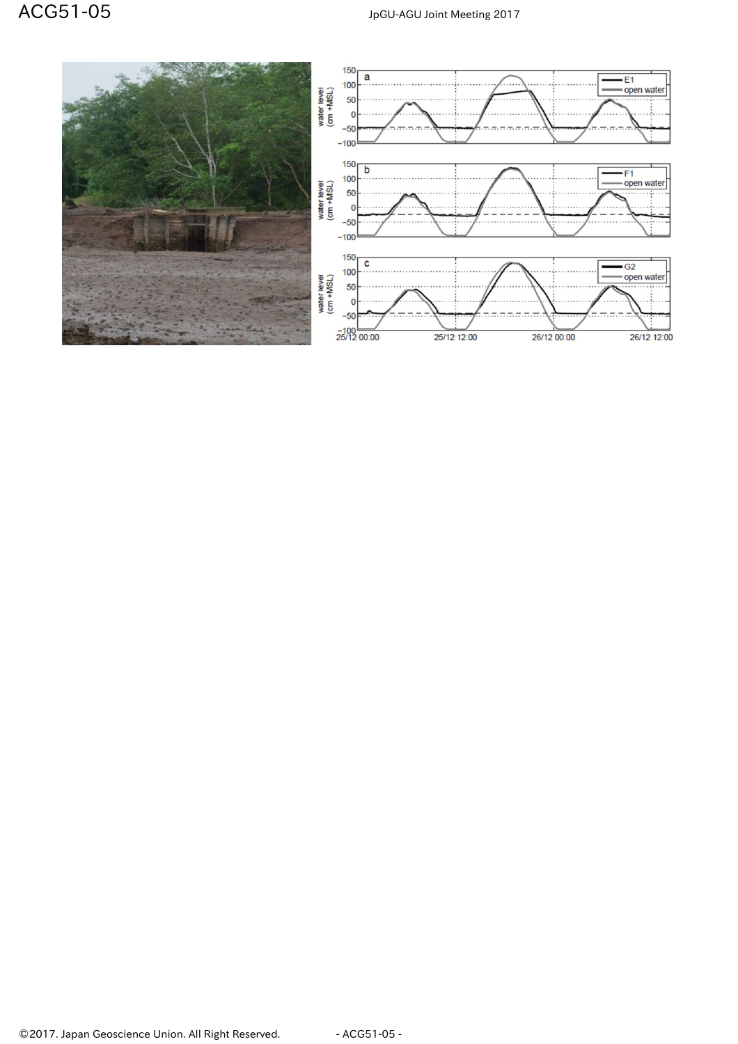150
100
50
0
−50
−100
water level (cm +MSL)
a
E1
open water

150
100
50
0
−50
−100
water level (cm +MSL)
b
F1
open water

150
100
50
0
−50
−100
water level (cm +MSL)
c
G2
open water

25/12 00:00
25/12 12:00
26/12 00:00
26/12 12:00